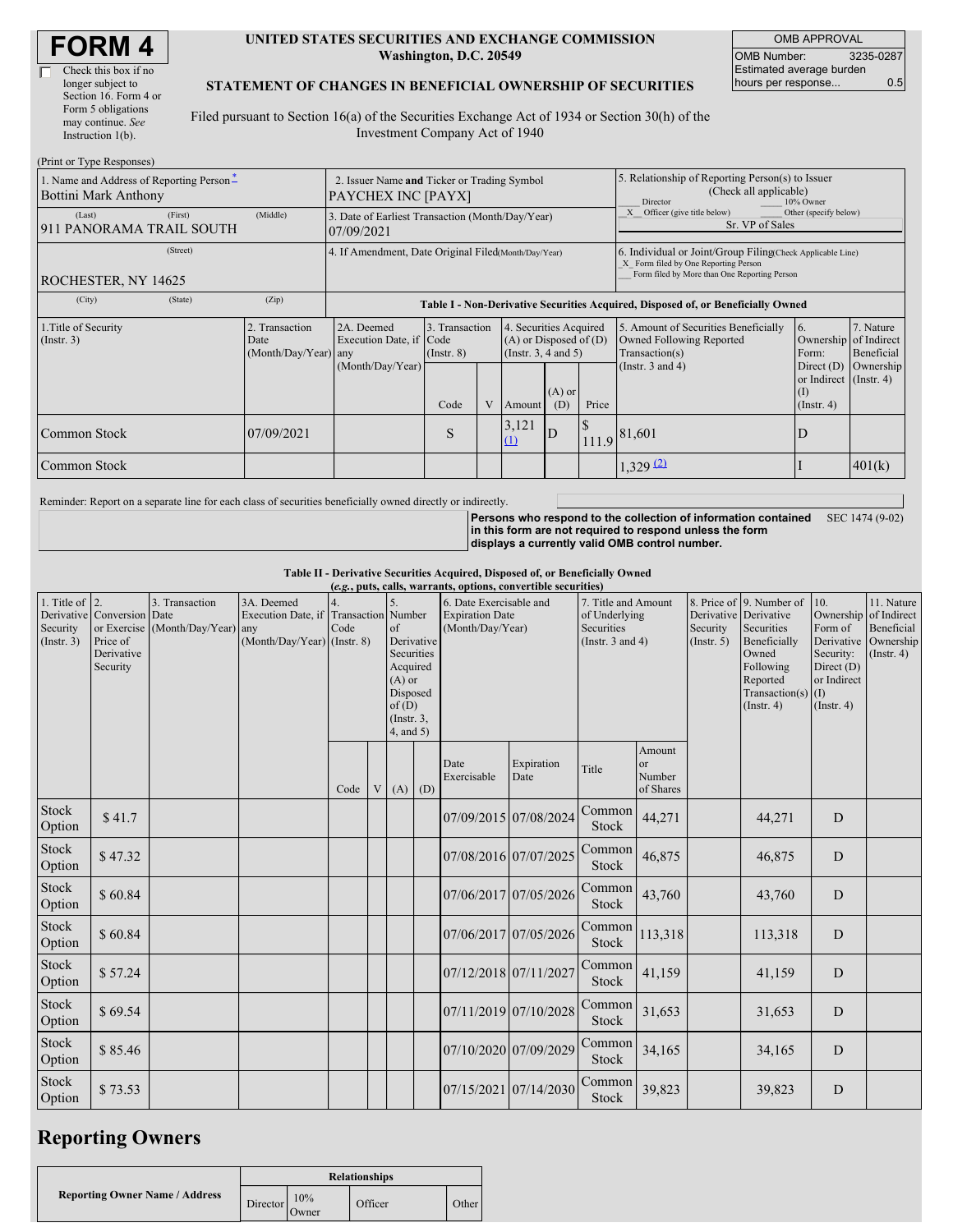# FORM 4

☐ Check this box if no longer subject to Section 16. Form 4 or Form 5 obligations may continue. *See* Instruction 1(b).

**UNITED STATES SECURITIES AND EXCHANGE COMMISSION**
**Washington, D.C. 20549**

**STATEMENT OF CHANGES IN BENEFICIAL OWNERSHIP OF SECURITIES**

Filed pursuant to Section 16(a) of the Securities Exchange Act of 1934 or Section 30(h) of the Investment Company Act of 1940

| OMB APPROVAL | |
|---|---|
| OMB Number: | 3235-0287 |
| Estimated average burden hours per response... | 0.5 |

(Print or Type Responses)

| 1. Name and Address of Reporting Person * | 2. Issuer Name and Ticker or Trading Symbol | 5. Relationship of Reporting Person(s) to Issuer (Check all applicable) |
|---|---|---|
| Bottini Mark Anthony | PAYCHEX INC [PAYX] | ___ Director ___ 10% Owner |
| (Last) (First) (Middle) | 3. Date of Earliest Transaction (Month/Day/Year) | _X_ Officer (give title below) ___ Other (specify below) |
| 911 PANORAMA TRAIL SOUTH | 07/09/2021 | Sr. VP of Sales |
| (Street) | 4. If Amendment, Date Original Filed (Month/Day/Year) | 6. Individual or Joint/Group Filing (Check Applicable Line) |
| ROCHESTER, NY 14625 | | _X_ Form filed by One Reporting Person ___ Form filed by More than One Reporting Person |
| (City) (State) (Zip) | | |

**Table I - Non-Derivative Securities Acquired, Disposed of, or Beneficially Owned**

| 1.Title of Security (Instr. 3) | 2. Transaction Date (Month/Day/Year) | 2A. Deemed Execution Date, if any (Month/Day/Year) | 3. Transaction Code (Instr. 8) Code | V | 4. Securities Acquired (A) or Disposed of (D) (Instr. 3, 4 and 5) Amount | (A) or (D) | Price | 5. Amount of Securities Beneficially Owned Following Reported Transaction(s) (Instr. 3 and 4) | 6. Ownership Form: Direct (D) or Indirect (I) (Instr. 4) | 7. Nature of Indirect Beneficial Ownership (Instr. 4) |
|---|---|---|---|---|---|---|---|---|---|---|
| Common Stock | 07/09/2021 | | S | | 3,121 (1) | D | $ 111.9 | 81,601 | D | |
| Common Stock | | | | | | | | 1,329 (2) | I | 401(k) |

Reminder: Report on a separate line for each class of securities beneficially owned directly or indirectly.

**Persons who respond to the collection of information contained in this form are not required to respond unless the form displays a currently valid OMB control number.** SEC 1474 (9-02)

**Table II - Derivative Securities Acquired, Disposed of, or Beneficially Owned**
**(*e.g.*, puts, calls, warrants, options, convertible securities)**

| 1. Title of Derivative Security (Instr. 3) | 2. Conversion or Exercise Price of Derivative Security | 3. Transaction Date (Month/Day/Year) | 3A. Deemed Execution Date, if any (Month/Day/Year) | 4. Transaction Code (Instr. 8) Code | V | 5. Number of Derivative Securities Acquired (A) or Disposed of (D) (Instr. 3, 4, and 5) (A) | (D) | 6. Date Exercisable and Expiration Date (Month/Day/Year) Date Exercisable | Expiration Date | 7. Title and Amount of Underlying Securities (Instr. 3 and 4) Title | Amount or Number of Shares | 8. Price of Derivative Security (Instr. 5) | 9. Number of Derivative Securities Beneficially Owned Following Reported Transaction(s) (Instr. 4) | 10. Ownership Form of Derivative Security: Direct (D) or Indirect (I) (Instr. 4) | 11. Nature of Indirect Beneficial Ownership (Instr. 4) |
|---|---|---|---|---|---|---|---|---|---|---|---|---|---|---|---|
| Stock Option | $ 41.7 | | | | | | | 07/09/2015 | 07/08/2024 | Common Stock | 44,271 | | 44,271 | D | |
| Stock Option | $ 47.32 | | | | | | | 07/08/2016 | 07/07/2025 | Common Stock | 46,875 | | 46,875 | D | |
| Stock Option | $ 60.84 | | | | | | | 07/06/2017 | 07/05/2026 | Common Stock | 43,760 | | 43,760 | D | |
| Stock Option | $ 60.84 | | | | | | | 07/06/2017 | 07/05/2026 | Common Stock | 113,318 | | 113,318 | D | |
| Stock Option | $ 57.24 | | | | | | | 07/12/2018 | 07/11/2027 | Common Stock | 41,159 | | 41,159 | D | |
| Stock Option | $ 69.54 | | | | | | | 07/11/2019 | 07/10/2028 | Common Stock | 31,653 | | 31,653 | D | |
| Stock Option | $ 85.46 | | | | | | | 07/10/2020 | 07/09/2029 | Common Stock | 34,165 | | 34,165 | D | |
| Stock Option | $ 73.53 | | | | | | | 07/15/2021 | 07/14/2030 | Common Stock | 39,823 | | 39,823 | D | |

## Reporting Owners

| Reporting Owner Name / Address | Relationships | | | |
|---|---|---|---|---|
| | Director | 10% Owner | Officer | Other |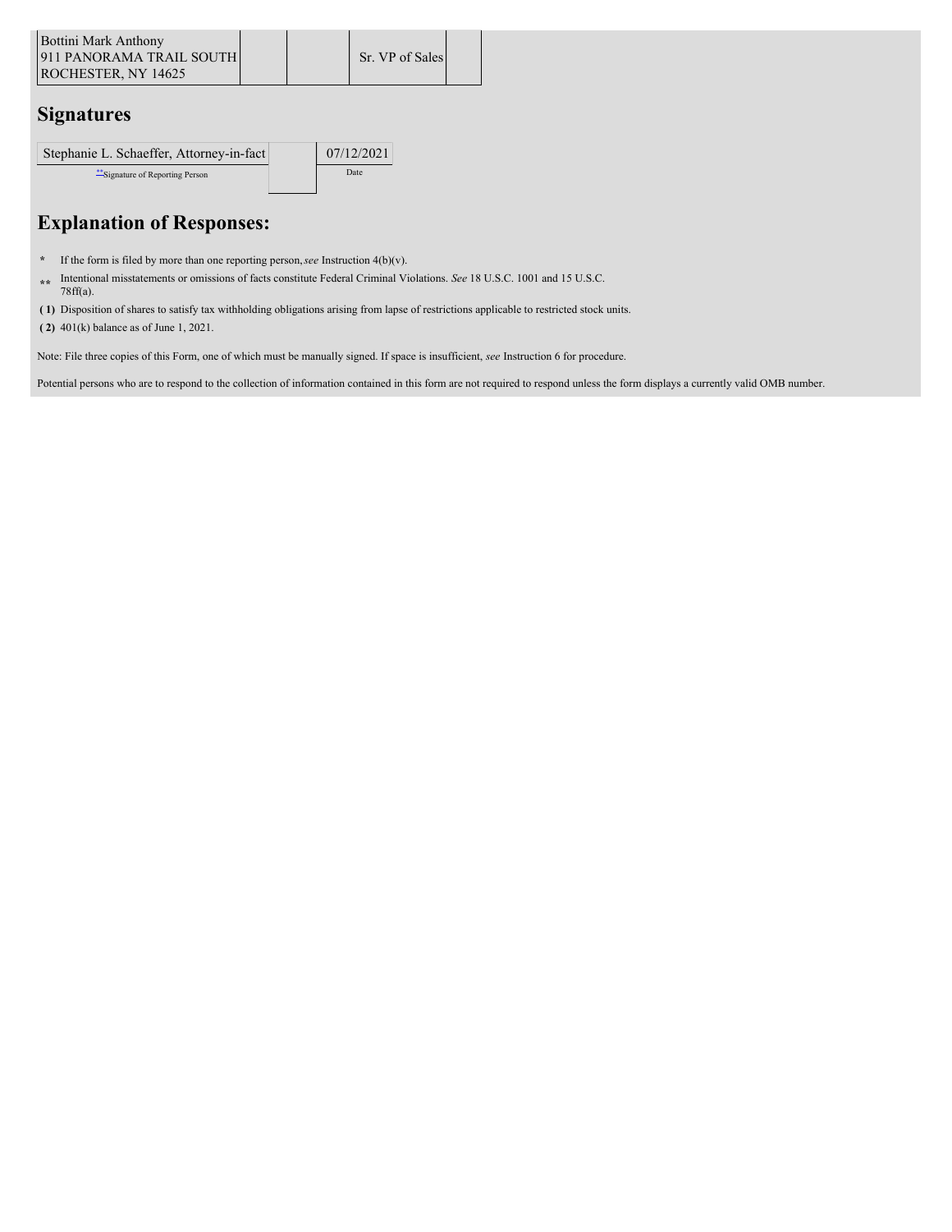| | | | | |
|---|---|---|---|---|
| Bottini Mark Anthony<br>911 PANORAMA TRAIL SOUTH<br>ROCHESTER, NY 14625 | | | Sr. VP of Sales | |

## Signatures

| | | |
|---|---|---|
| Stephanie L. Schaeffer, Attorney-in-fact | | 07/12/2021 |
| **Signature of Reporting Person | | Date |

## Explanation of Responses:

\* If the form is filed by more than one reporting person, *see* Instruction 4(b)(v).

\*\* Intentional misstatements or omissions of facts constitute Federal Criminal Violations. *See* 18 U.S.C. 1001 and 15 U.S.C. 78ff(a).

**( 1)** Disposition of shares to satisfy tax withholding obligations arising from lapse of restrictions applicable to restricted stock units.

**( 2)** 401(k) balance as of June 1, 2021.

Note: File three copies of this Form, one of which must be manually signed. If space is insufficient, *see* Instruction 6 for procedure.

Potential persons who are to respond to the collection of information contained in this form are not required to respond unless the form displays a currently valid OMB number.